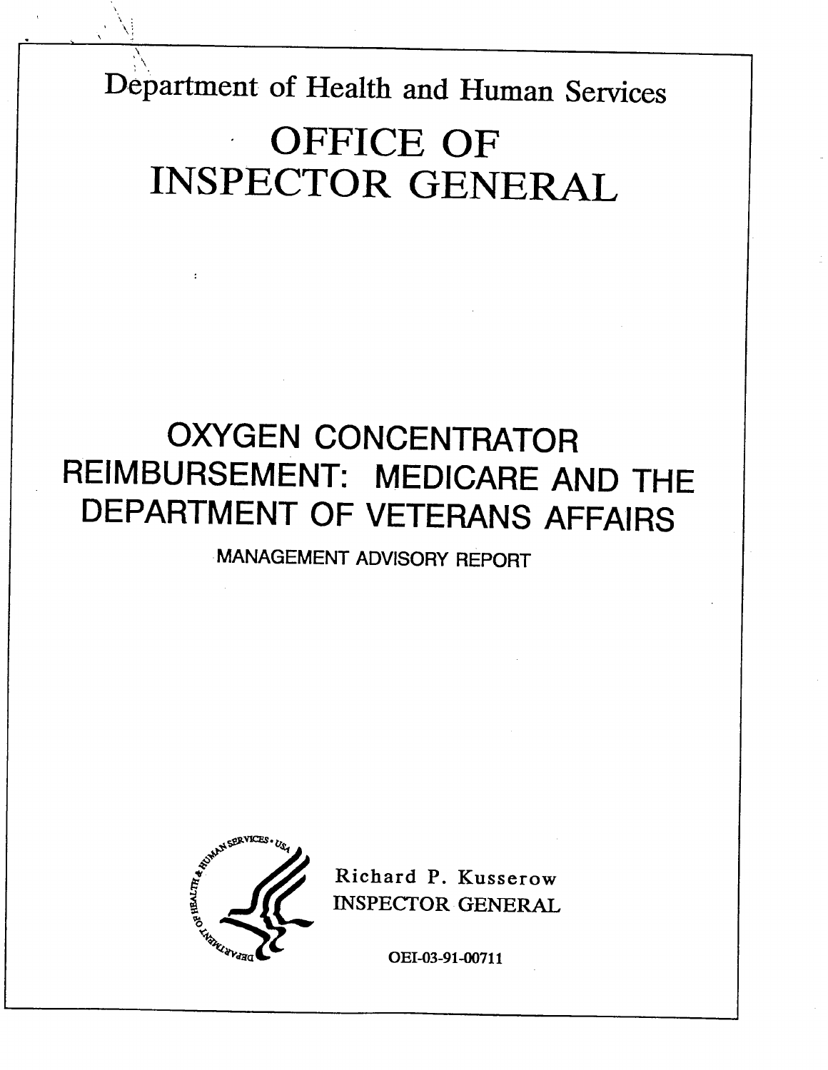Department of Health and Human Services

# OFFICE OF INSPECTOR GENERAL

# OXYGEN CONCENTRATOR REIMBURSEMENT: MEDICARE AND THE DEPARTMENT OF VETERANS AFFAIRS

MANAGEMENT ADVISORY REPORT

Richard P. Kusserow
INSPECTOR GENERAL

OEI-03-91-00711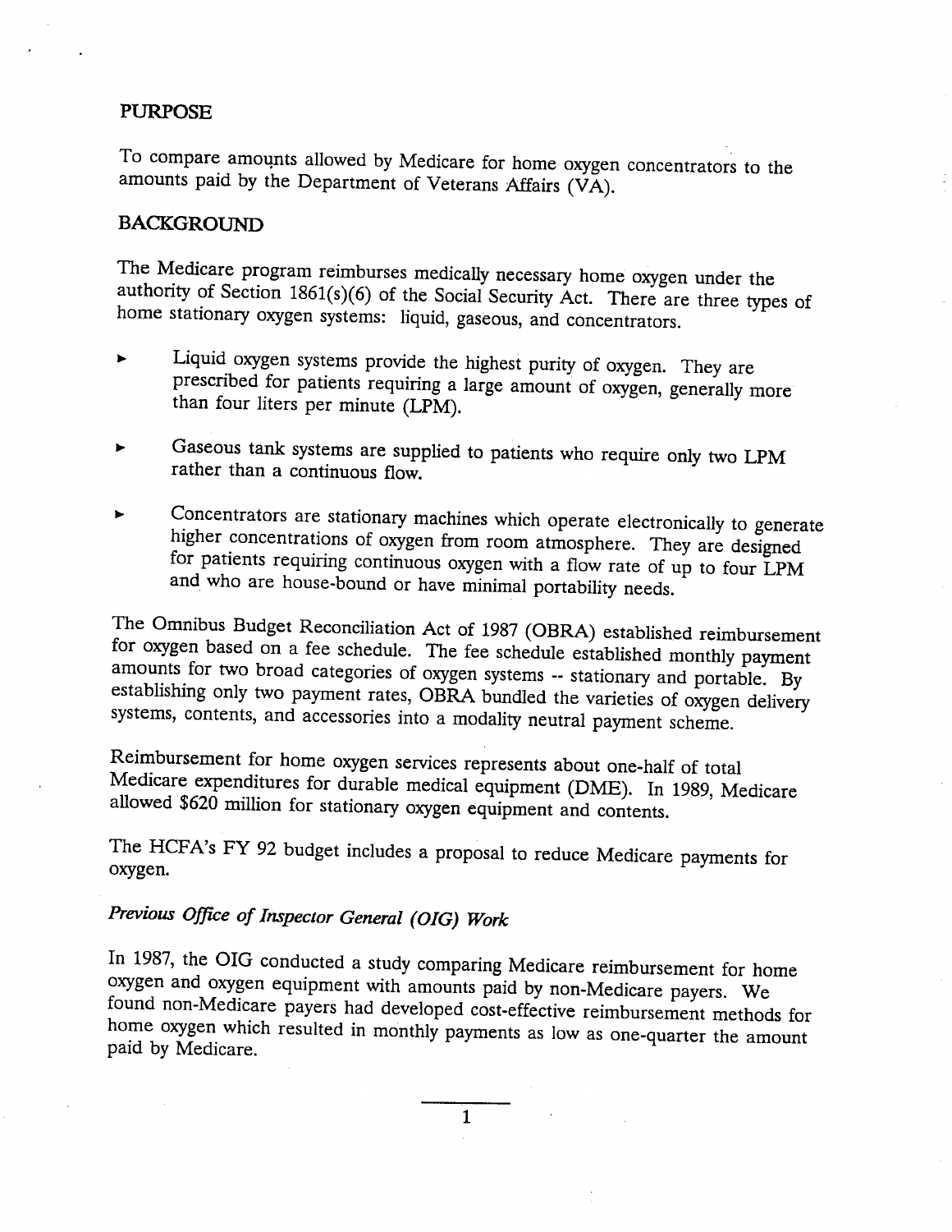## PURPOSE

To compare amounts allowed by Medicare for home oxygen concentrators to the amounts paid by the Department of Veterans Affairs (VA).

## BACKGROUND

The Medicare program reimburses medically necessary home oxygen under the authority of Section 1861(s)(6) of the Social Security Act. There are three types of home stationary oxygen systems: liquid, gaseous, and concentrators.

- Liquid oxygen systems provide the highest purity of oxygen. They are prescribed for patients requiring a large amount of oxygen, generally more than four liters per minute (LPM).
- Gaseous tank systems are supplied to patients who require only two LPM rather than a continuous flow.
- Concentrators are stationary machines which operate electronically to generate higher concentrations of oxygen from room atmosphere. They are designed for patients requiring continuous oxygen with a flow rate of up to four LPM and who are house-bound or have minimal portability needs.

The Omnibus Budget Reconciliation Act of 1987 (OBRA) established reimbursement for oxygen based on a fee schedule. The fee schedule established monthly payment amounts for two broad categories of oxygen systems -- stationary and portable. By establishing only two payment rates, OBRA bundled the varieties of oxygen delivery systems, contents, and accessories into a modality neutral payment scheme.

Reimbursement for home oxygen services represents about one-half of total Medicare expenditures for durable medical equipment (DME). In 1989, Medicare allowed $620 million for stationary oxygen equipment and contents.

The HCFA's FY 92 budget includes a proposal to reduce Medicare payments for oxygen.

### *Previous Office of Inspector General (OIG) Work*

In 1987, the OIG conducted a study comparing Medicare reimbursement for home oxygen and oxygen equipment with amounts paid by non-Medicare payers. We found non-Medicare payers had developed cost-effective reimbursement methods for home oxygen which resulted in monthly payments as low as one-quarter the amount paid by Medicare.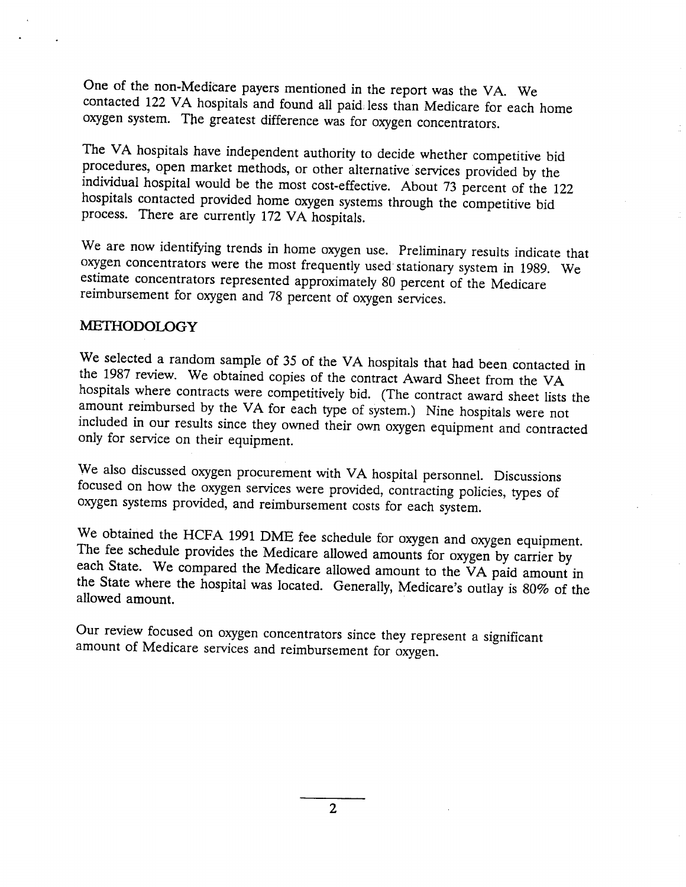One of the non-Medicare payers mentioned in the report was the VA. We contacted 122 VA hospitals and found all paid less than Medicare for each home oxygen system. The greatest difference was for oxygen concentrators.

The VA hospitals have independent authority to decide whether competitive bid procedures, open market methods, or other alternative services provided by the individual hospital would be the most cost-effective. About 73 percent of the 122 hospitals contacted provided home oxygen systems through the competitive bid process. There are currently 172 VA hospitals.

We are now identifying trends in home oxygen use. Preliminary results indicate that oxygen concentrators were the most frequently used stationary system in 1989. We estimate concentrators represented approximately 80 percent of the Medicare reimbursement for oxygen and 78 percent of oxygen services.

## METHODOLOGY

We selected a random sample of 35 of the VA hospitals that had been contacted in the 1987 review. We obtained copies of the contract Award Sheet from the VA hospitals where contracts were competitively bid. (The contract award sheet lists the amount reimbursed by the VA for each type of system.) Nine hospitals were not included in our results since they owned their own oxygen equipment and contracted only for service on their equipment.

We also discussed oxygen procurement with VA hospital personnel. Discussions focused on how the oxygen services were provided, contracting policies, types of oxygen systems provided, and reimbursement costs for each system.

We obtained the HCFA 1991 DME fee schedule for oxygen and oxygen equipment. The fee schedule provides the Medicare allowed amounts for oxygen by carrier by each State. We compared the Medicare allowed amount to the VA paid amount in the State where the hospital was located. Generally, Medicare's outlay is 80% of the allowed amount.

Our review focused on oxygen concentrators since they represent a significant amount of Medicare services and reimbursement for oxygen.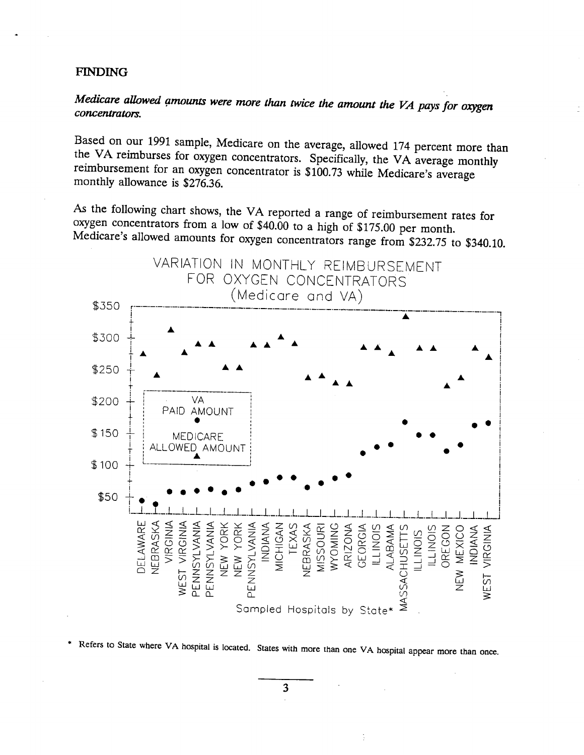## FINDING

*Medicare allowed amounts were more than twice the amount the VA pays for oxygen concentrators.*

Based on our 1991 sample, Medicare on the average, allowed 174 percent more than the VA reimburses for oxygen concentrators. Specifically, the VA average monthly reimbursement for an oxygen concentrator is $100.73 while Medicare's average monthly allowance is $276.36.

As the following chart shows, the VA reported a range of reimbursement rates for oxygen concentrators from a low of $40.00 to a high of $175.00 per month. Medicare's allowed amounts for oxygen concentrators range from $232.75 to $340.10.

VARIATION IN MONTHLY REIMBURSEMENT FOR OXYGEN CONCENTRATORS (Medicare and VA)

Sampled Hospitals by State*

\* Refers to State where VA hospital is located. States with more than one VA hospital appear more than once.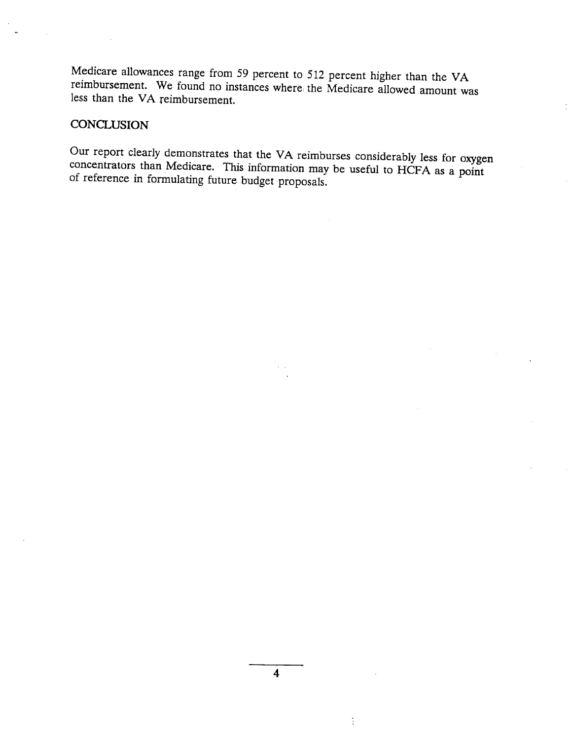Medicare allowances range from 59 percent to 512 percent higher than the VA reimbursement. We found no instances where the Medicare allowed amount was less than the VA reimbursement.

## CONCLUSION

Our report clearly demonstrates that the VA reimburses considerably less for oxygen concentrators than Medicare. This information may be useful to HCFA as a point of reference in formulating future budget proposals.